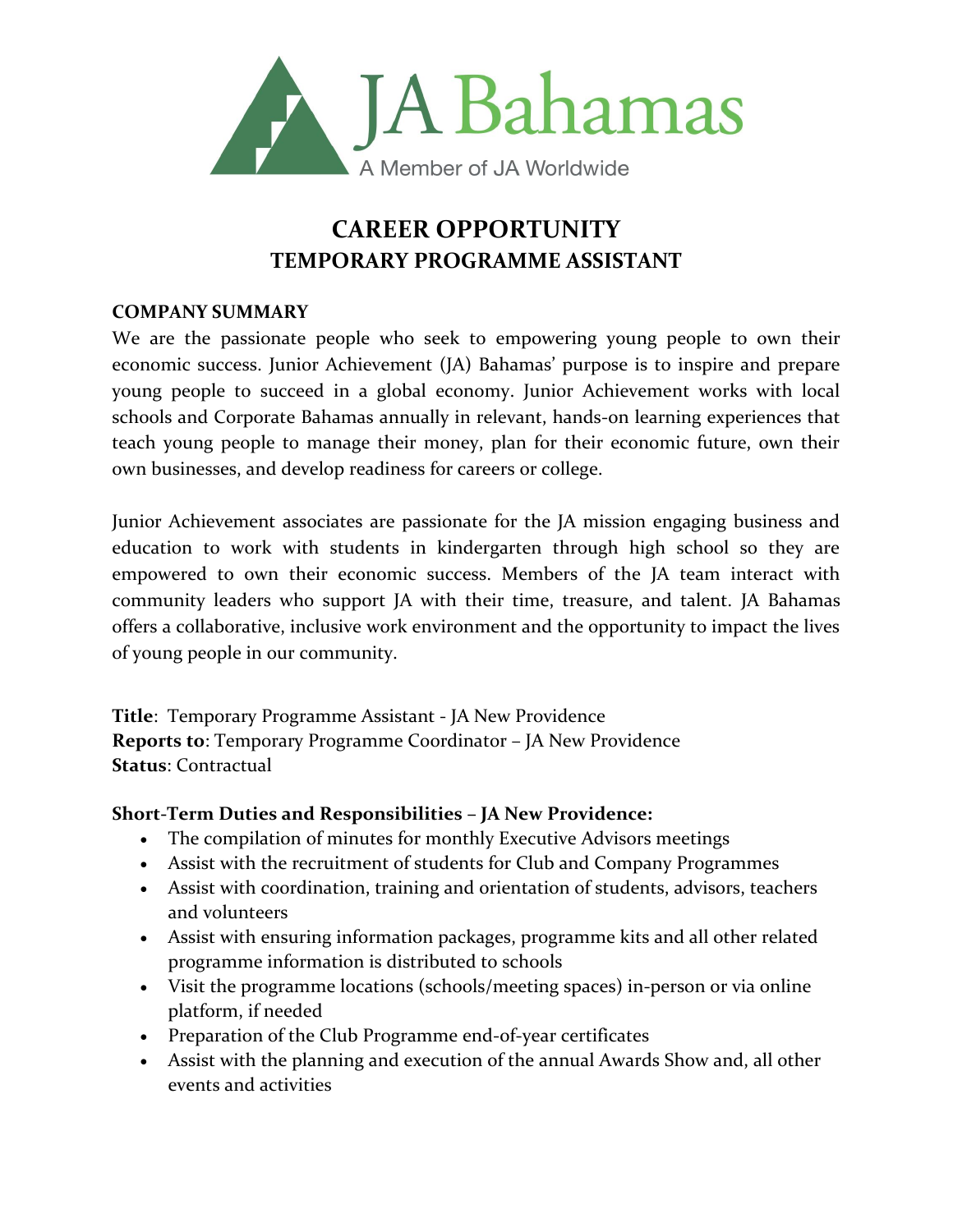JA Bahamas

A Member of JA Worldwide

# CAREER OPPORTUNITY
## TEMPORARY PROGRAMME ASSISTANT

**COMPANY SUMMARY**

We are the passionate people who seek to empowering young people to own their economic success. Junior Achievement (JA) Bahamas' purpose is to inspire and prepare young people to succeed in a global economy. Junior Achievement works with local schools and Corporate Bahamas annually in relevant, hands-on learning experiences that teach young people to manage their money, plan for their economic future, own their own businesses, and develop readiness for careers or college.

Junior Achievement associates are passionate for the JA mission engaging business and education to work with students in kindergarten through high school so they are empowered to own their economic success. Members of the JA team interact with community leaders who support JA with their time, treasure, and talent. JA Bahamas offers a collaborative, inclusive work environment and the opportunity to impact the lives of young people in our community.

**Title**: Temporary Programme Assistant - JA New Providence
**Reports to**: Temporary Programme Coordinator – JA New Providence
**Status**: Contractual

**Short-Term Duties and Responsibilities – JA New Providence:**

- The compilation of minutes for monthly Executive Advisors meetings
- Assist with the recruitment of students for Club and Company Programmes
- Assist with coordination, training and orientation of students, advisors, teachers and volunteers
- Assist with ensuring information packages, programme kits and all other related programme information is distributed to schools
- Visit the programme locations (schools/meeting spaces) in-person or via online platform, if needed
- Preparation of the Club Programme end-of-year certificates
- Assist with the planning and execution of the annual Awards Show and, all other events and activities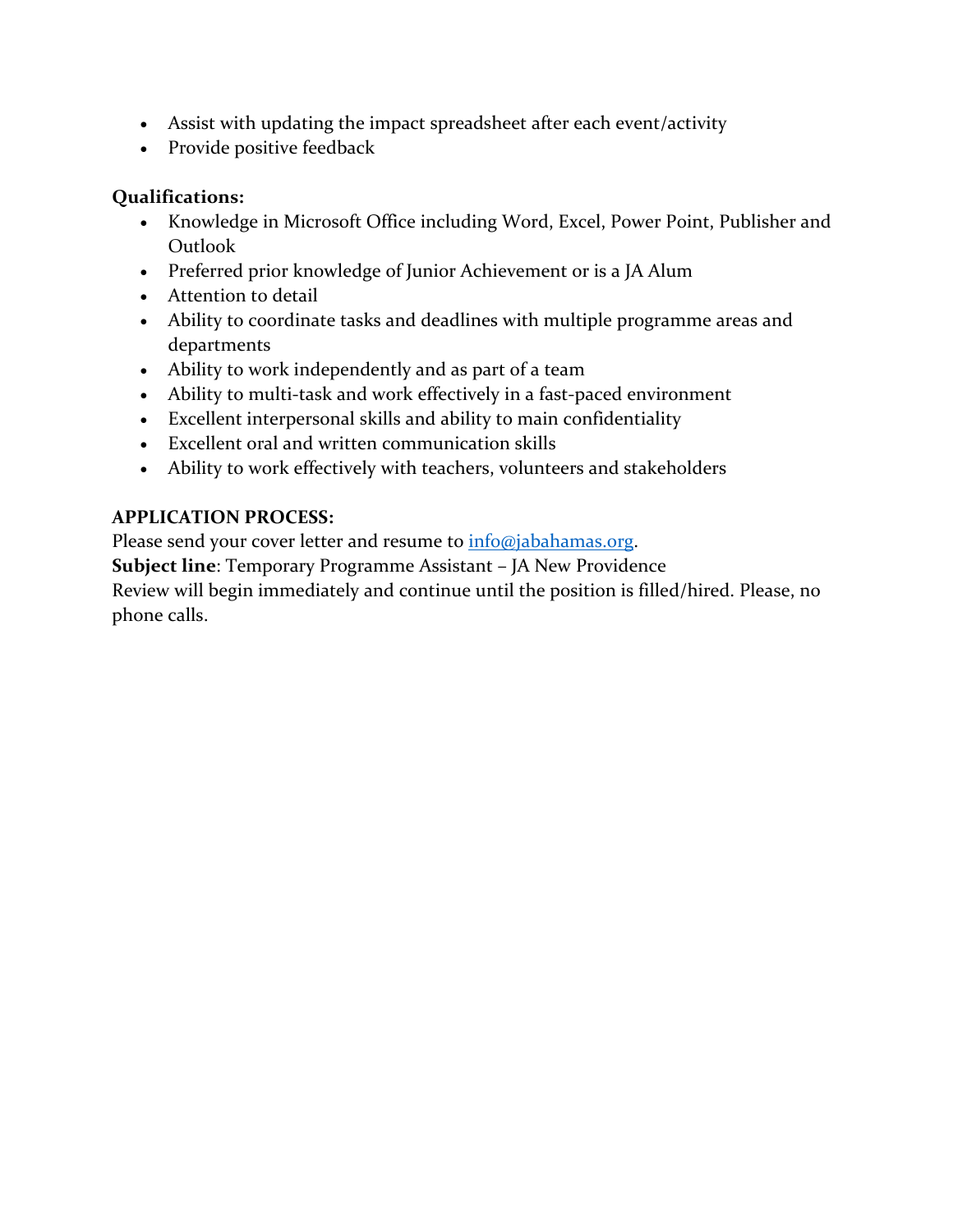- Assist with updating the impact spreadsheet after each event/activity
- Provide positive feedback

**Qualifications:**

- Knowledge in Microsoft Office including Word, Excel, Power Point, Publisher and Outlook
- Preferred prior knowledge of Junior Achievement or is a JA Alum
- Attention to detail
- Ability to coordinate tasks and deadlines with multiple programme areas and departments
- Ability to work independently and as part of a team
- Ability to multi-task and work effectively in a fast-paced environment
- Excellent interpersonal skills and ability to main confidentiality
- Excellent oral and written communication skills
- Ability to work effectively with teachers, volunteers and stakeholders

**APPLICATION PROCESS:**

Please send your cover letter and resume to info@jabahamas.org.
**Subject line**: Temporary Programme Assistant – JA New Providence
Review will begin immediately and continue until the position is filled/hired. Please, no phone calls.